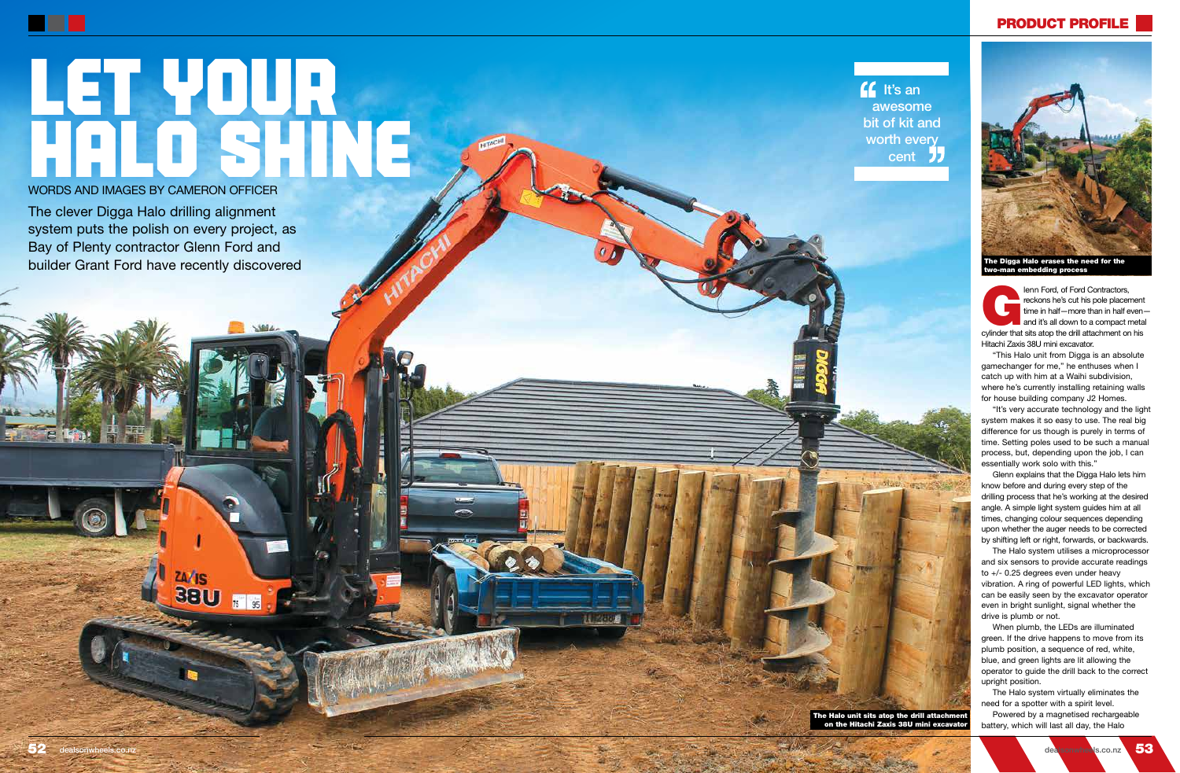# LET YOUR HALO SHINE

WORDS AND IMAGES BY CAMERON OFFICER

The clever Digga Halo drilling alignment system puts the polish on every project, as Bay of Plenty contractor Glenn Ford and builder Grant Ford have recently discovered

> "It's an awesome bit of kit and worth every cent"

The Halo unit sits atop the drill attachment on the Hitachi Zaxis 38U mini excavator

The Digga Halo erases the need for the two-man embedding process

Glenn Ford, of Ford Contractors, reckons he's cut his pole placement time in half—more than in half even—and it's all down to a compact metal cylinder that sits atop the drill attachment on his Hitachi Zaxis 38U mini excavator.

"This Halo unit from Digga is an absolute gamechanger for me," he enthuses when I catch up with him at a Waihi subdivision, where he's currently installing retaining walls for house building company J2 Homes.

"It's very accurate technology and the light system makes it so easy to use. The real big difference for us though is purely in terms of time. Setting poles used to be such a manual process, but, depending upon the job, I can essentially work solo with this."

Glenn explains that the Digga Halo lets him know before and during every step of the drilling process that he's working at the desired angle. A simple light system guides him at all times, changing colour sequences depending upon whether the auger needs to be corrected by shifting left or right, forwards, or backwards.

The Halo system utilises a microprocessor and six sensors to provide accurate readings to +/- 0.25 degrees even under heavy vibration. A ring of powerful LED lights, which can be easily seen by the excavator operator even in bright sunlight, signal whether the drive is plumb or not.

When plumb, the LEDs are illuminated green. If the drive happens to move from its plumb position, a sequence of red, white, blue, and green lights are lit allowing the operator to guide the drill back to the correct upright position.

The Halo system virtually eliminates the need for a spotter with a spirit level.

Powered by a magnetised rechargeable battery, which will last all day, the Halo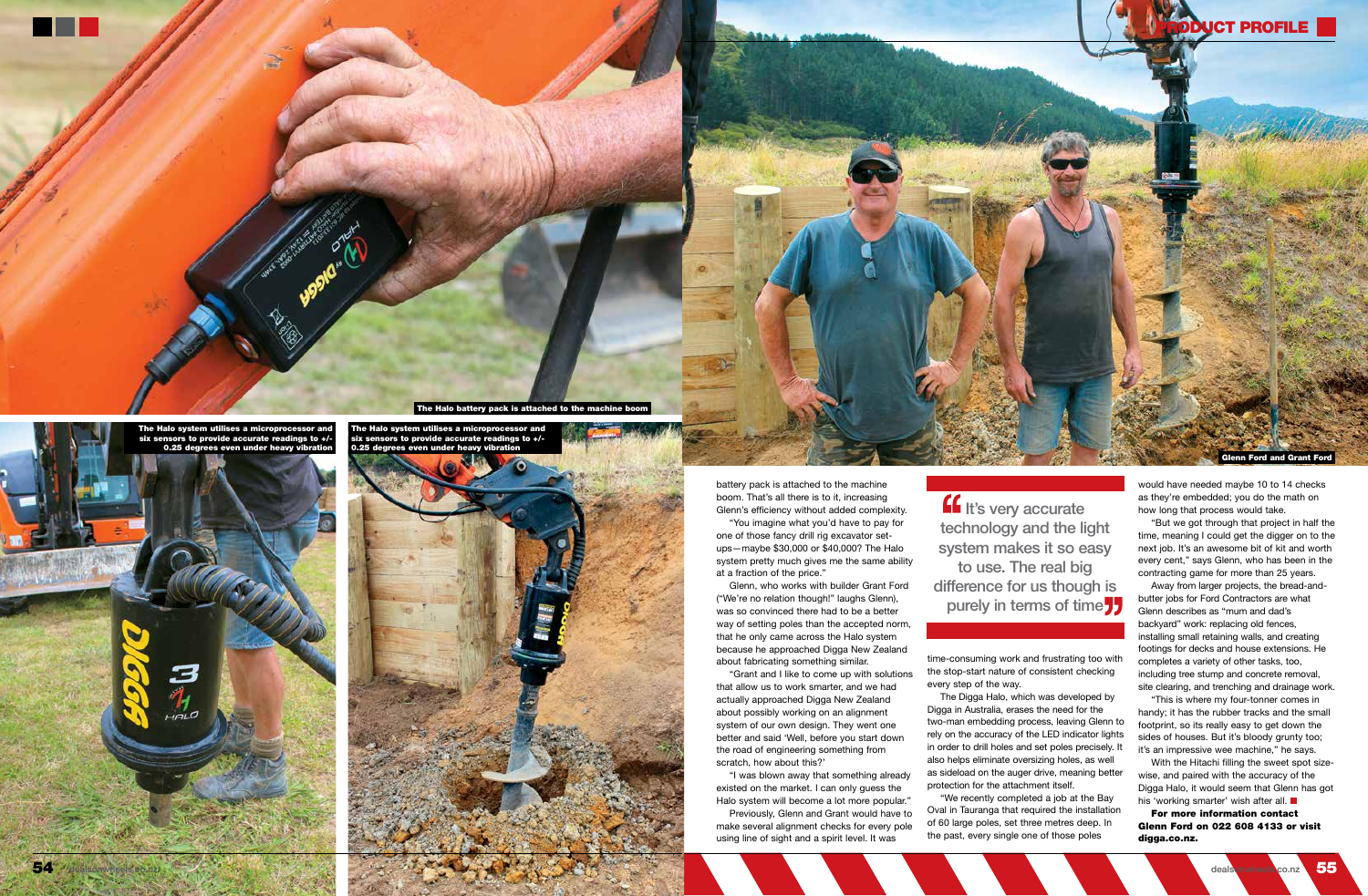The Halo battery pack is attached to the machine boom

The Halo system utilises a microprocessor and six sensors to provide accurate readings to +/- 0.25 degrees even under heavy vibration

Glenn Ford and Grant Ford

battery pack is attached to the machine boom. That's all there is to it, increasing Glenn's efficiency without added complexity.

"You imagine what you'd have to pay for one of those fancy drill rig excavator set-ups—maybe $30,000 or $40,000? The Halo system pretty much gives me the same ability at a fraction of the price."

Glenn, who works with builder Grant Ford ("We're no relation though!" laughs Glenn), was so convinced there had to be a better way of setting poles than the accepted norm, that he only came across the Halo system because he approached Digga New Zealand about fabricating something similar.

"Grant and I like to come up with solutions that allow us to work smarter, and we had actually approached Digga New Zealand about possibly working on an alignment system of our own design. They went one better and said 'Well, before you start down the road of engineering something from scratch, how about this?'

"I was blown away that something already existed on the market. I can only guess the Halo system will become a lot more popular."

Previously, Glenn and Grant would have to make several alignment checks for every pole using line of sight and a spirit level. It was time-consuming work and frustrating too with the stop-start nature of consistent checking every step of the way.

> It's very accurate technology and the light system makes it so easy to use. The real big difference for us though is purely in terms of time

The Digga Halo, which was developed by Digga in Australia, erases the need for the two-man embedding process, leaving Glenn to rely on the accuracy of the LED indicator lights in order to drill holes and set poles precisely. It also helps eliminate oversizing holes, as well as sideload on the auger drive, meaning better protection for the attachment itself.

"We recently completed a job at the Bay Oval in Tauranga that required the installation of 60 large poles, set three metres deep. In the past, every single one of those poles would have needed maybe 10 to 14 checks as they're embedded; you do the math on how long that process would take.

"But we got through that project in half the time, meaning I could get the digger on to the next job. It's an awesome bit of kit and worth every cent," says Glenn, who has been in the contracting game for more than 25 years.

Away from larger projects, the bread-and-butter jobs for Ford Contractors are what Glenn describes as "mum and dad's backyard" work: replacing old fences, installing small retaining walls, and creating footings for decks and house extensions. He completes a variety of other tasks, too, including tree stump and concrete removal, site clearing, and trenching and drainage work.

"This is where my four-tonner comes in handy; it has the rubber tracks and the small footprint, so its really easy to get down the sides of houses. But it's bloody grunty too; it's an impressive wee machine," he says.

With the Hitachi filling the sweet spot size-wise, and paired with the accuracy of the Digga Halo, it would seem that Glenn has got his 'working smarter' wish after all. ■

**For more information contact Glenn Ford on 022 608 4133 or visit digga.co.nz.**